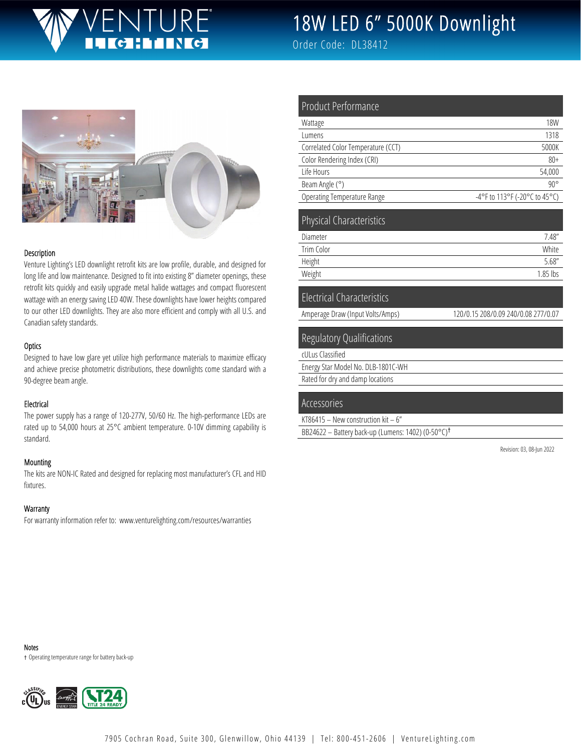# 18W LED 6" 5000K Downlight

Order Code: DL38412

## Product Performance

| | |
|---|---|
| Wattage | 18W |
| Lumens | 1318 |
| Correlated Color Temperature (CCT) | 5000K |
| Color Rendering Index (CRI) | 80+ |
| Life Hours | 54,000 |
| Beam Angle (°) | 90° |
| Operating Temperature Range | -4°F to 113°F (-20°C to 45°C) |

## Physical Characteristics

| | |
|---|---|
| Diameter | 7.48" |
| Trim Color | White |
| Height | 5.68" |
| Weight | 1.85 lbs |

## Electrical Characteristics

| | |
|---|---|
| Amperage Draw (Input Volts/Amps) | 120/0.15 208/0.09 240/0.08 277/0.07 |

## Regulatory Qualifications

- cULus Classified
- Energy Star Model No. DLB-1801C-WH
- Rated for dry and damp locations

## Accessories

- KT86415 – New construction kit – 6"
- BB24622 – Battery back-up (Lumens: 1402) (0-50°C)†

Revision: 03, 08-Jun 2022

### Description

Venture Lighting's LED downlight retrofit kits are low profile, durable, and designed for long life and low maintenance. Designed to fit into existing 8" diameter openings, these retrofit kits quickly and easily upgrade metal halide wattages and compact fluorescent wattage with an energy saving LED 40W. These downlights have lower heights compared to our other LED downlights. They are also more efficient and comply with all U.S. and Canadian safety standards.

### Optics

Designed to have low glare yet utilize high performance materials to maximize efficacy and achieve precise photometric distributions, these downlights come standard with a 90-degree beam angle.

### Electrical

The power supply has a range of 120-277V, 50/60 Hz. The high-performance LEDs are rated up to 54,000 hours at 25°C ambient temperature. 0-10V dimming capability is standard.

### Mounting

The kits are NON-IC Rated and designed for replacing most manufacturer's CFL and HID fixtures.

### Warranty

For warranty information refer to: www.venturelighting.com/resources/warranties

### Notes

† Operating temperature range for battery back-up

7905 Cochran Road, Suite 300, Glenwillow, Ohio 44139 | Tel: 800-451-2606 | VentureLighting.com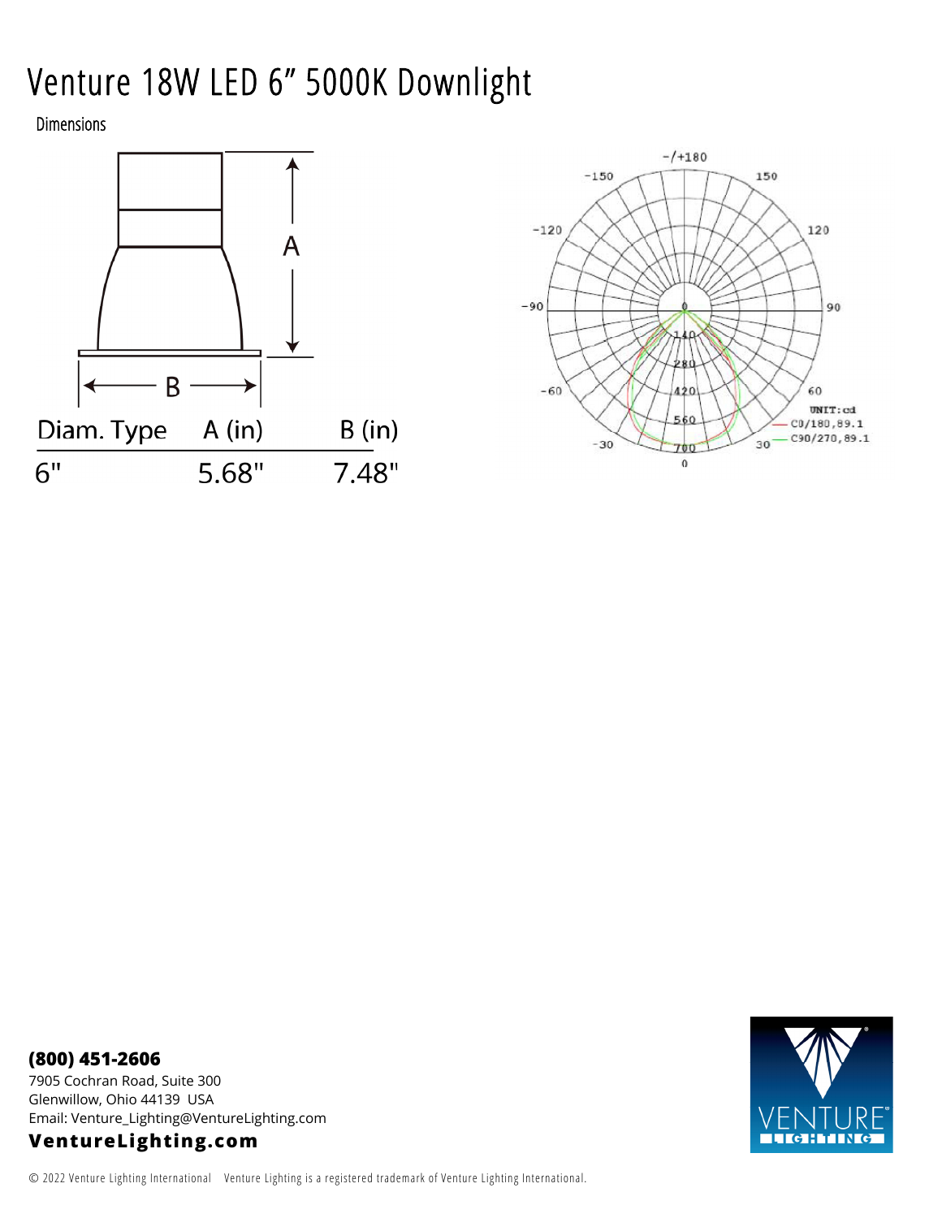# Venture 18W LED 6" 5000K Downlight

Dimensions

A

B

| Diam. Type | A (in) | B (in) |
| --- | --- | --- |
| 6" | 5.68" | 7.48" |

-/+180
-150
150
-120
120
-90
90
-60
60
-30
30
0
0
140
280
420
560
700
UNIT:cd
C0/180,89.1
C90/270,89.1

**(800) 451-2606**
7905 Cochran Road, Suite 300
Glenwillow, Ohio 44139 USA
Email: Venture_Lighting@VentureLighting.com
**VentureLighting.com**

VENTURE LIGHTING

© 2022 Venture Lighting International Venture Lighting is a registered trademark of Venture Lighting International.